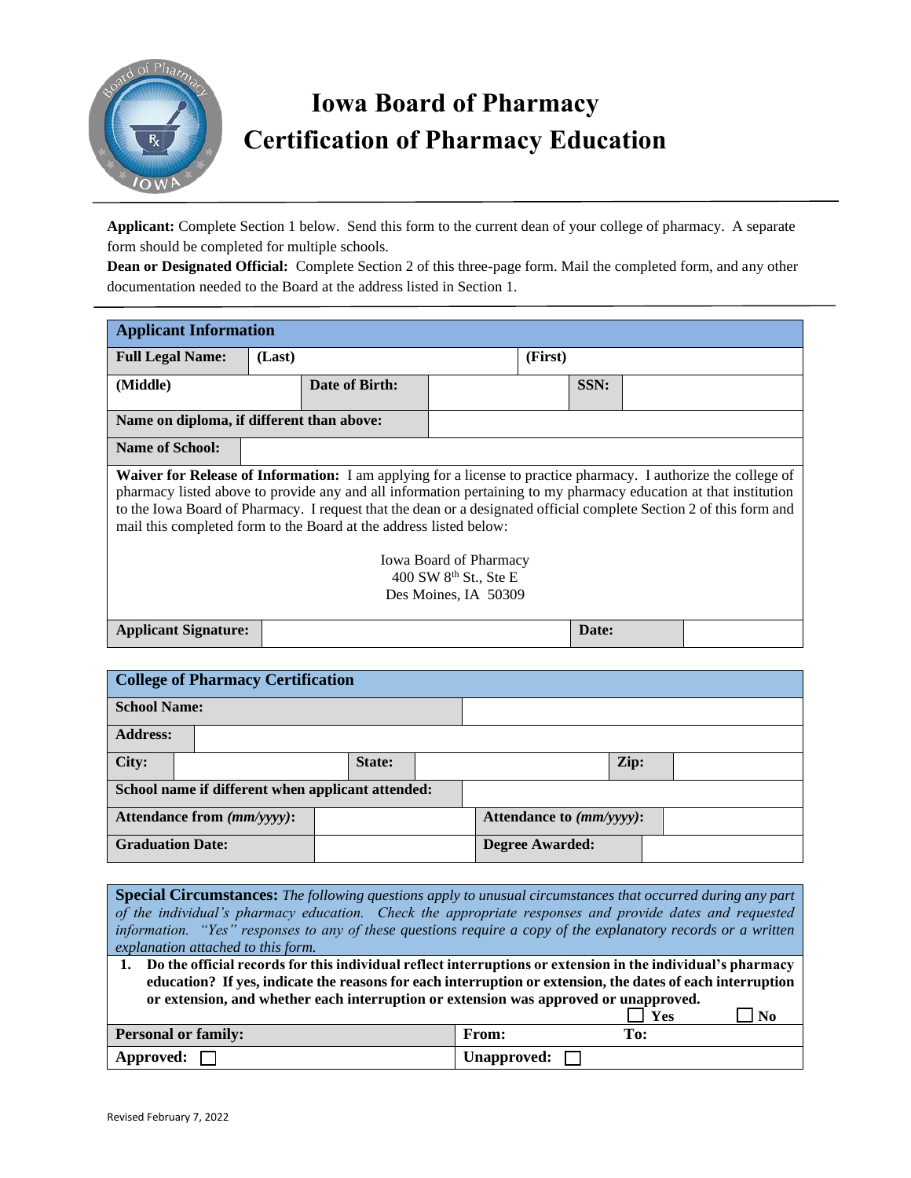# Iowa Board of Pharmacy
# Certification of Pharmacy Education

**Applicant:** Complete Section 1 below. Send this form to the current dean of your college of pharmacy. A separate form should be completed for multiple schools.

**Dean or Designated Official:** Complete Section 2 of this three-page form. Mail the completed form, and any other documentation needed to the Board at the address listed in Section 1.

| **Applicant Information** | | | |
|---|---|---|---|
| **Full Legal Name:** | **(Last)** | **(First)** | |
| **(Middle)** | **Date of Birth:** | | **SSN:** |
| **Name on diploma, if different than above:** | | | |
| **Name of School:** | | | |

**Waiver for Release of Information:** I am applying for a license to practice pharmacy. I authorize the college of pharmacy listed above to provide any and all information pertaining to my pharmacy education at that institution to the Iowa Board of Pharmacy. I request that the dean or a designated official complete Section 2 of this form and mail this completed form to the Board at the address listed below:

Iowa Board of Pharmacy
400 SW 8th St., Ste E
Des Moines, IA 50309

| **Applicant Signature:** | | **Date:** | |
|---|---|---|---|

| **College of Pharmacy Certification** | | | | | |
|---|---|---|---|---|---|
| **School Name:** | | | | | |
| **Address:** | | | | | |
| **City:** | | **State:** | | **Zip:** | |
| **School name if different when applicant attended:** | | | | | |
| **Attendance from *(mm/yyyy)*:** | | **Attendance to *(mm/yyyy)*:** | | | |
| **Graduation Date:** | | **Degree Awarded:** | | | |

**Special Circumstances:** *The following questions apply to unusual circumstances that occurred during any part of the individual's pharmacy education. Check the appropriate responses and provide dates and requested information. "Yes" responses to any of these questions require a copy of the explanatory records or a written explanation attached to this form.*

1. **Do the official records for this individual reflect interruptions or extension in the individual's pharmacy education? If yes, indicate the reasons for each interruption or extension, the dates of each interruption or extension, and whether each interruption or extension was approved or unapproved.**

☐ Yes ☐ No

| **Personal or family:** | **From:** | **To:** |
|---|---|---|
| **Approved:** ☐ | **Unapproved:** ☐ | |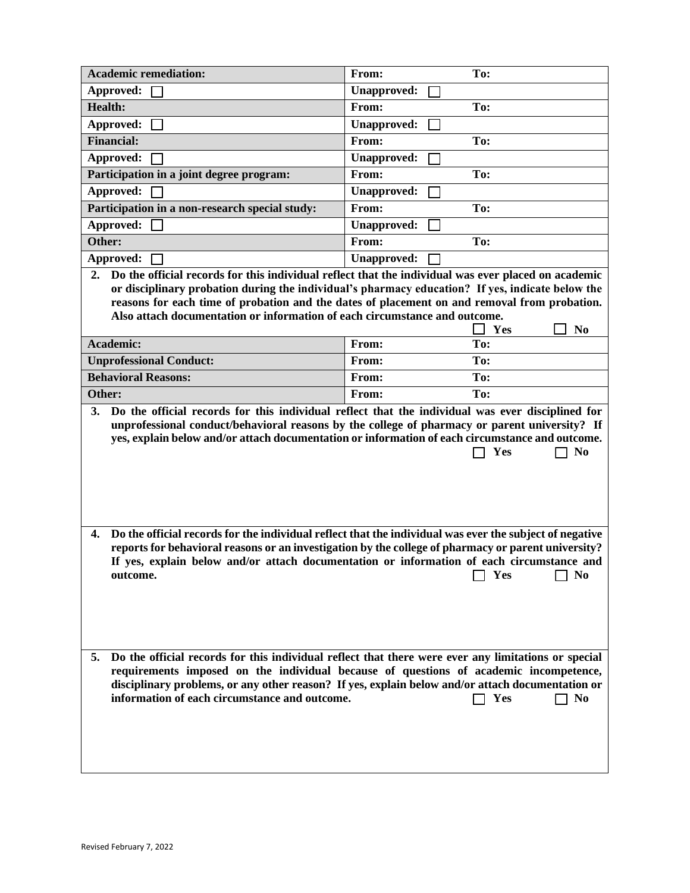| **Academic remediation:** | **From:** | **To:** |
|---|---|---|
| **Approved:** ☐ | **Unapproved:** ☐ | |
| **Health:** | **From:** | **To:** |
| **Approved:** ☐ | **Unapproved:** ☐ | |
| **Financial:** | **From:** | **To:** |
| **Approved:** ☐ | **Unapproved:** ☐ | |
| **Participation in a joint degree program:** | **From:** | **To:** |
| **Approved:** ☐ | **Unapproved:** ☐ | |
| **Participation in a non-research special study:** | **From:** | **To:** |
| **Approved:** ☐ | **Unapproved:** ☐ | |
| **Other:** | **From:** | **To:** |
| **Approved:** ☐ | **Unapproved:** ☐ | |

**2. Do the official records for this individual reflect that the individual was ever placed on academic or disciplinary probation during the individual's pharmacy education? If yes, indicate below the reasons for each time of probation and the dates of placement on and removal from probation. Also attach documentation or information of each circumstance and outcome.**

☐ **Yes** ☐ **No**

| **Academic:** | **From:** | **To:** |
|---|---|---|
| **Unprofessional Conduct:** | **From:** | **To:** |
| **Behavioral Reasons:** | **From:** | **To:** |
| **Other:** | **From:** | **To:** |

**3. Do the official records for this individual reflect that the individual was ever disciplined for unprofessional conduct/behavioral reasons by the college of pharmacy or parent university? If yes, explain below and/or attach documentation or information of each circumstance and outcome.**

☐ **Yes** ☐ **No**

**4. Do the official records for the individual reflect that the individual was ever the subject of negative reports for behavioral reasons or an investigation by the college of pharmacy or parent university? If yes, explain below and/or attach documentation or information of each circumstance and outcome.**

☐ **Yes** ☐ **No**

**5. Do the official records for this individual reflect that there were ever any limitations or special requirements imposed on the individual because of questions of academic incompetence, disciplinary problems, or any other reason? If yes, explain below and/or attach documentation or information of each circumstance and outcome.**

☐ **Yes** ☐ **No**

Revised February 7, 2022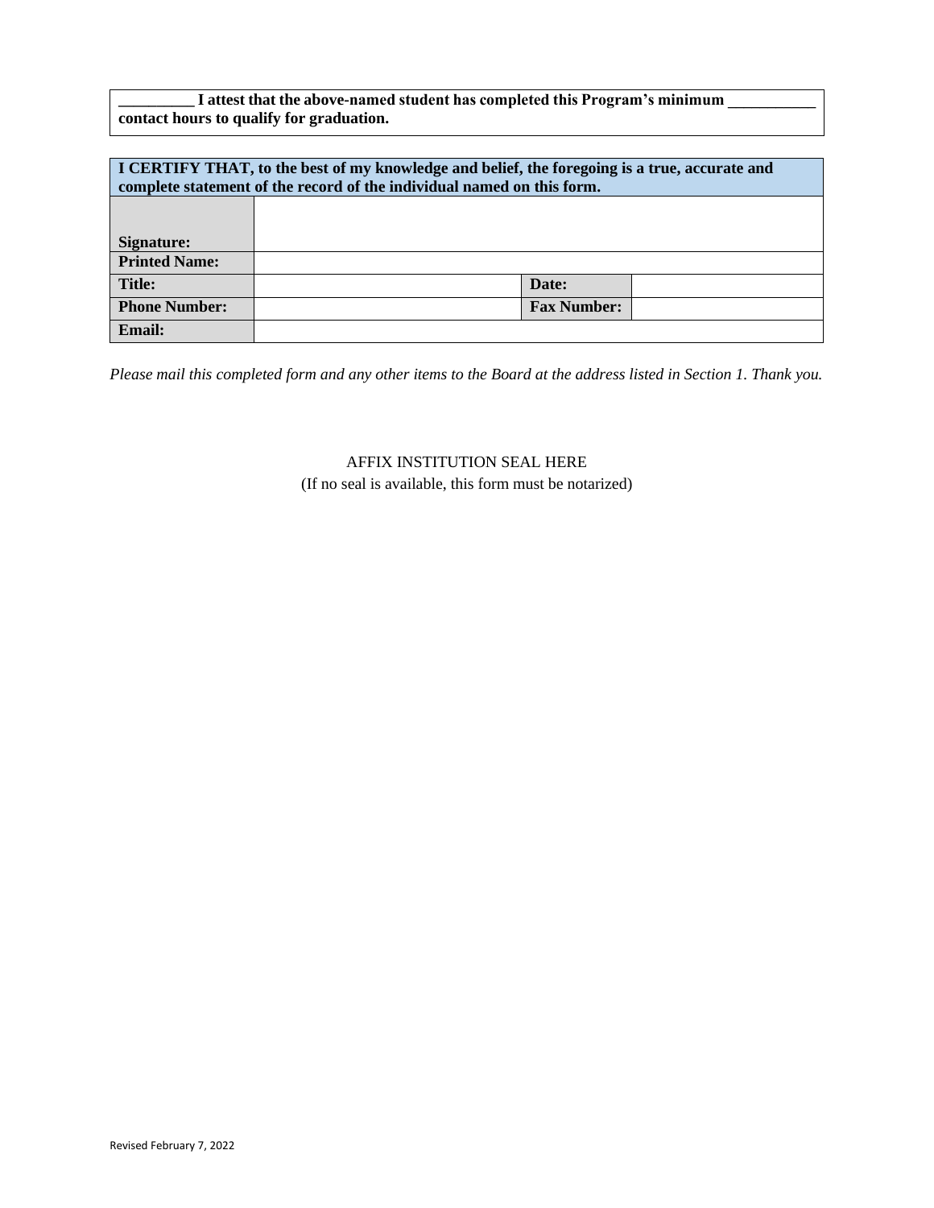**_________ I attest that the above-named student has completed this Program's minimum ___________ contact hours to qualify for graduation.**

| **I CERTIFY THAT, to the best of my knowledge and belief, the foregoing is a true, accurate and complete statement of the record of the individual named on this form.** | | | |
|---|---|---|---|
| **Signature:** | | | |
| **Printed Name:** | | | |
| **Title:** | | **Date:** | |
| **Phone Number:** | | **Fax Number:** | |
| **Email:** | | | |

*Please mail this completed form and any other items to the Board at the address listed in Section 1. Thank you.*

AFFIX INSTITUTION SEAL HERE
(If no seal is available, this form must be notarized)

Revised February 7, 2022